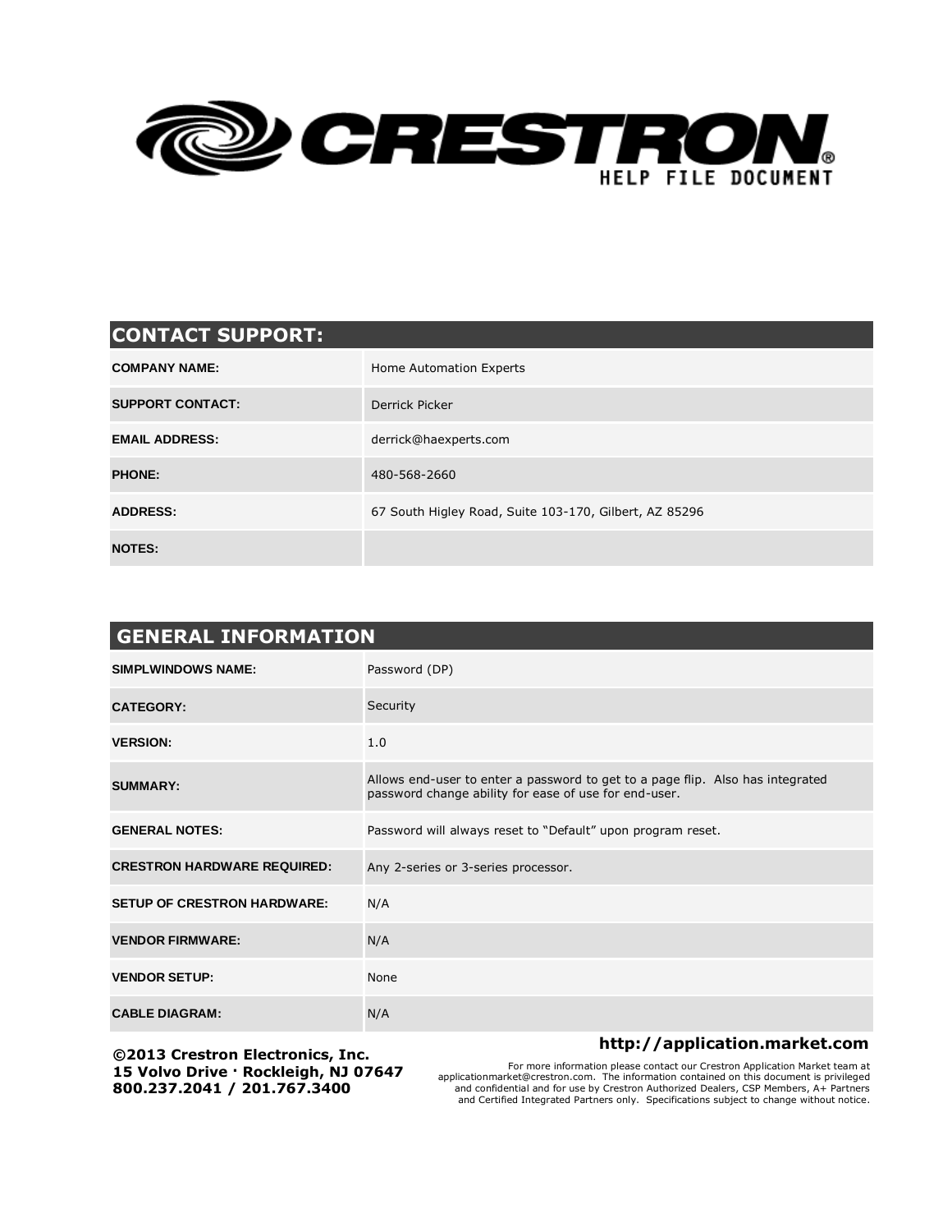# CRESTRON

HELP FILE DOCUMENT

## CONTACT SUPPORT:

| | |
|---|---|
| **COMPANY NAME:** | Home Automation Experts |
| **SUPPORT CONTACT:** | Derrick Picker |
| **EMAIL ADDRESS:** | derrick@haexperts.com |
| **PHONE:** | 480-568-2660 |
| **ADDRESS:** | 67 South Higley Road, Suite 103-170, Gilbert, AZ 85296 |
| **NOTES:** | |

## GENERAL INFORMATION

| | |
|---|---|
| **SIMPLWINDOWS NAME:** | Password (DP) |
| **CATEGORY:** | Security |
| **VERSION:** | 1.0 |
| **SUMMARY:** | Allows end-user to enter a password to get to a page flip. Also has integrated password change ability for ease of use for end-user. |
| **GENERAL NOTES:** | Password will always reset to "Default" upon program reset. |
| **CRESTRON HARDWARE REQUIRED:** | Any 2-series or 3-series processor. |
| **SETUP OF CRESTRON HARDWARE:** | N/A |
| **VENDOR FIRMWARE:** | N/A |
| **VENDOR SETUP:** | None |
| **CABLE DIAGRAM:** | N/A |

**©2013 Crestron Electronics, Inc.**
**15 Volvo Drive · Rockleigh, NJ 07647**
**800.237.2041 / 201.767.3400**

**http://application.market.com**

For more information please contact our Crestron Application Market team at applicationmarket@crestron.com. The information contained on this document is privileged and confidential and for use by Crestron Authorized Dealers, CSP Members, A+ Partners and Certified Integrated Partners only. Specifications subject to change without notice.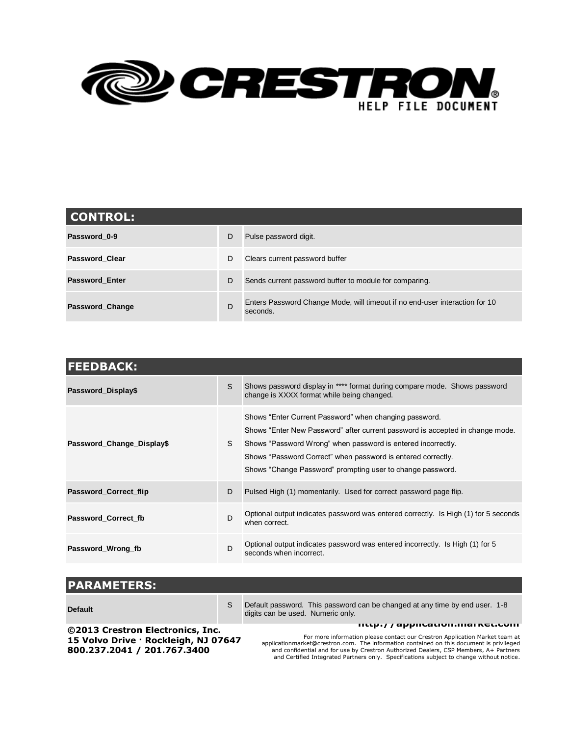## CONTROL:

| | | |
|---|---|---|
| **Password_0-9** | D | Pulse password digit. |
| **Password_Clear** | D | Clears current password buffer |
| **Password_Enter** | D | Sends current password buffer to module for comparing. |
| **Password_Change** | D | Enters Password Change Mode, will timeout if no end-user interaction for 10 seconds. |

## FEEDBACK:

| | | |
|---|---|---|
| **Password_Display$** | S | Shows password display in **** format during compare mode. Shows password change is XXXX format while being changed. |
| **Password_Change_Display$** | S | Shows "Enter Current Password" when changing password.<br>Shows "Enter New Password" after current password is accepted in change mode.<br>Shows "Password Wrong" when password is entered incorrectly.<br>Shows "Password Correct" when password is entered correctly.<br>Shows "Change Password" prompting user to change password. |
| **Password_Correct_flip** | D | Pulsed High (1) momentarily. Used for correct password page flip. |
| **Password_Correct_fb** | D | Optional output indicates password was entered correctly. Is High (1) for 5 seconds when correct. |
| **Password_Wrong_fb** | D | Optional output indicates password was entered incorrectly. Is High (1) for 5 seconds when incorrect. |

## PARAMETERS:

| | | |
|---|---|---|
| **Default** | S | Default password. This password can be changed at any time by end user. 1-8 digits can be used. Numeric only. |

**©2013 Crestron Electronics, Inc.**
**15 Volvo Drive · Rockleigh, NJ 07647**
**800.237.2041 / 201.767.3400**

**http://application.market.com**

For more information please contact our Crestron Application Market team at applicationmarket@crestron.com. The information contained on this document is privileged and confidential and for use by Crestron Authorized Dealers, CSP Members, A+ Partners and Certified Integrated Partners only. Specifications subject to change without notice.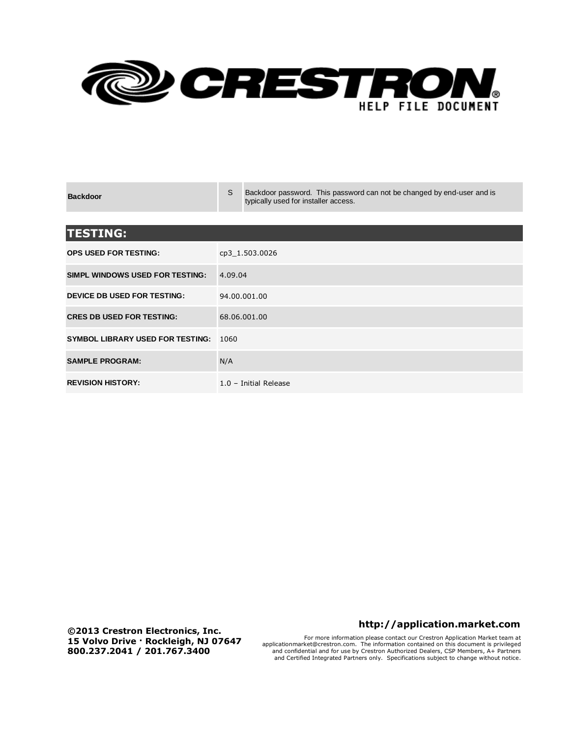| | | |
|---|---|---|
| **Backdoor** | S | Backdoor password. This password can not be changed by end-user and is typically used for installer access. |

## TESTING:

| | |
|---|---|
| **OPS USED FOR TESTING:** | cp3_1.503.0026 |
| **SIMPL WINDOWS USED FOR TESTING:** | 4.09.04 |
| **DEVICE DB USED FOR TESTING:** | 94.00.001.00 |
| **CRES DB USED FOR TESTING:** | 68.06.001.00 |
| **SYMBOL LIBRARY USED FOR TESTING:** | 1060 |
| **SAMPLE PROGRAM:** | N/A |
| **REVISION HISTORY:** | 1.0 – Initial Release |